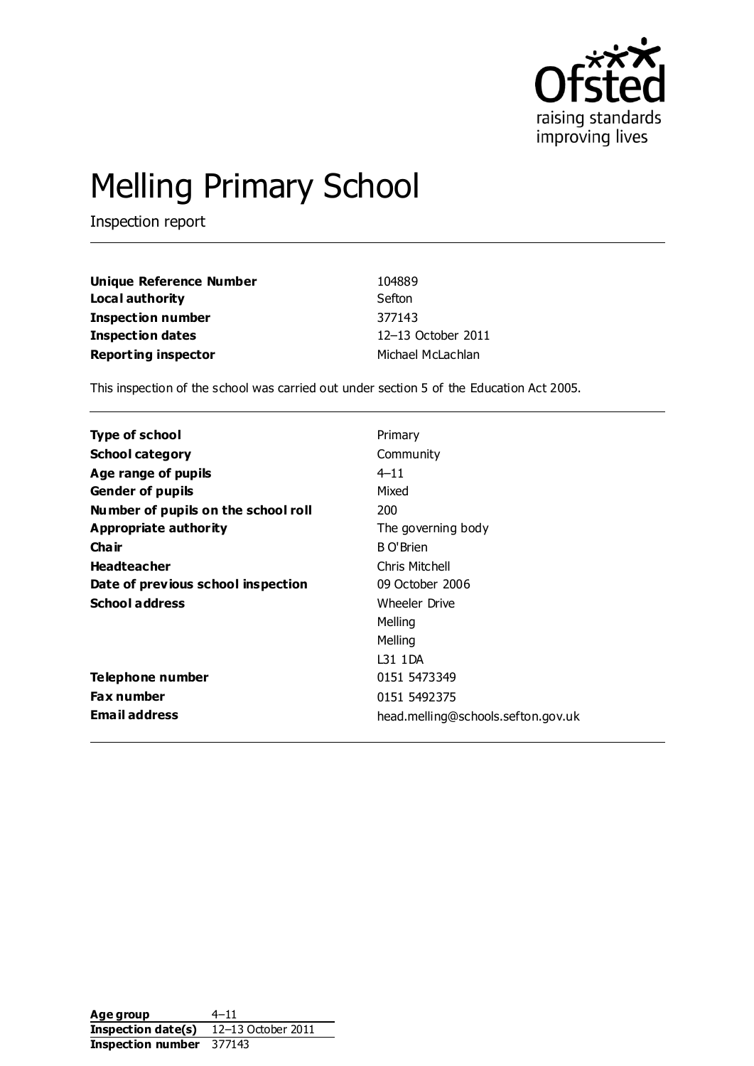# Melling Primary School

Inspection report

| | |
|---|---|
| **Unique Reference Number** | 104889 |
| **Local authority** | Sefton |
| **Inspection number** | 377143 |
| **Inspection dates** | 12–13 October 2011 |
| **Reporting inspector** | Michael McLachlan |

This inspection of the school was carried out under section 5 of the Education Act 2005.

| | |
|---|---|
| **Type of school** | Primary |
| **School category** | Community |
| **Age range of pupils** | 4–11 |
| **Gender of pupils** | Mixed |
| **Number of pupils on the school roll** | 200 |
| **Appropriate authority** | The governing body |
| **Chair** | B O'Brien |
| **Headteacher** | Chris Mitchell |
| **Date of previous school inspection** | 09 October 2006 |
| **School address** | Wheeler Drive<br>Melling<br>Melling<br>L31 1DA |
| **Telephone number** | 0151 5473349 |
| **Fax number** | 0151 5492375 |
| **Email address** | head.melling@schools.sefton.gov.uk |

| | |
|---|---|
| **Age group** | 4–11 |
| **Inspection date(s)** | 12–13 October 2011 |
| **Inspection number** | 377143 |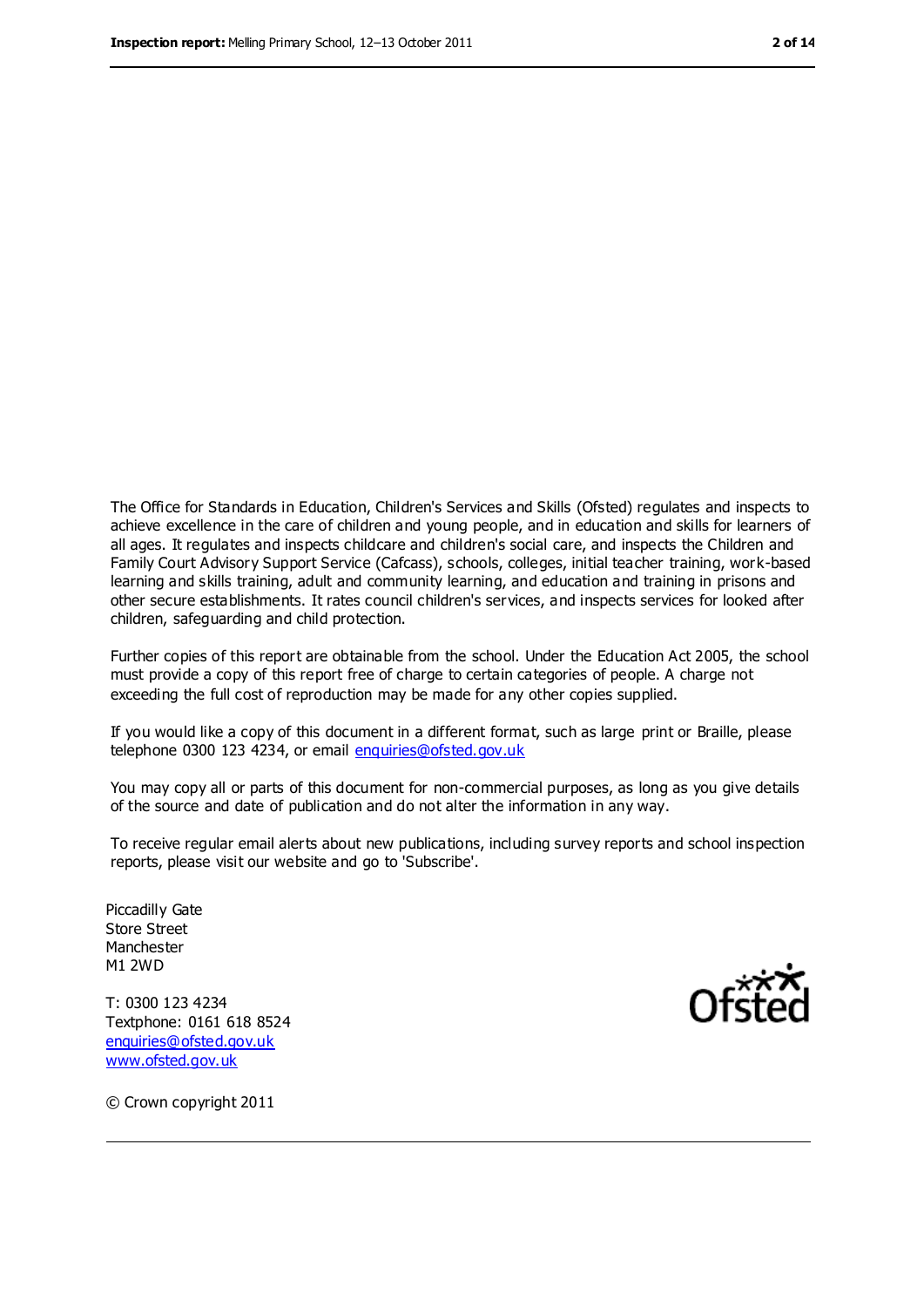The Office for Standards in Education, Children's Services and Skills (Ofsted) regulates and inspects to achieve excellence in the care of children and young people, and in education and skills for learners of all ages. It regulates and inspects childcare and children's social care, and inspects the Children and Family Court Advisory Support Service (Cafcass), schools, colleges, initial teacher training, work-based learning and skills training, adult and community learning, and education and training in prisons and other secure establishments. It rates council children's services, and inspects services for looked after children, safeguarding and child protection.

Further copies of this report are obtainable from the school. Under the Education Act 2005, the school must provide a copy of this report free of charge to certain categories of people. A charge not exceeding the full cost of reproduction may be made for any other copies supplied.

If you would like a copy of this document in a different format, such as large print or Braille, please telephone 0300 123 4234, or email enquiries@ofsted.gov.uk

You may copy all or parts of this document for non-commercial purposes, as long as you give details of the source and date of publication and do not alter the information in any way.

To receive regular email alerts about new publications, including survey reports and school inspection reports, please visit our website and go to 'Subscribe'.

Piccadilly Gate  
Store Street  
Manchester  
M1 2WD

T: 0300 123 4234  
Textphone: 0161 618 8524  
enquiries@ofsted.gov.uk  
www.ofsted.gov.uk

Ofsted

© Crown copyright 2011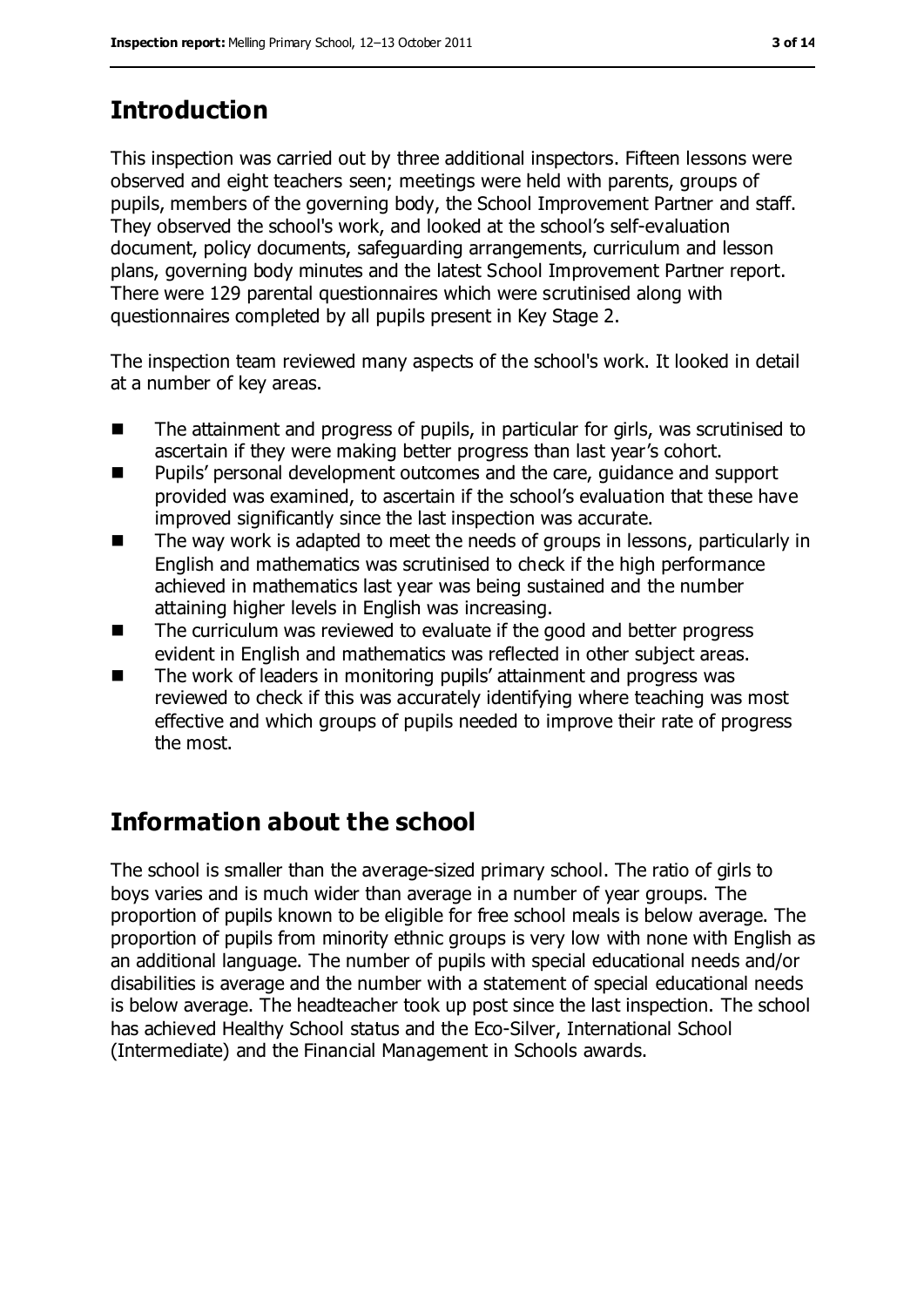## Introduction

This inspection was carried out by three additional inspectors. Fifteen lessons were observed and eight teachers seen; meetings were held with parents, groups of pupils, members of the governing body, the School Improvement Partner and staff. They observed the school's work, and looked at the school's self-evaluation document, policy documents, safeguarding arrangements, curriculum and lesson plans, governing body minutes and the latest School Improvement Partner report. There were 129 parental questionnaires which were scrutinised along with questionnaires completed by all pupils present in Key Stage 2.

The inspection team reviewed many aspects of the school's work. It looked in detail at a number of key areas.

- The attainment and progress of pupils, in particular for girls, was scrutinised to ascertain if they were making better progress than last year's cohort.
- Pupils' personal development outcomes and the care, guidance and support provided was examined, to ascertain if the school's evaluation that these have improved significantly since the last inspection was accurate.
- The way work is adapted to meet the needs of groups in lessons, particularly in English and mathematics was scrutinised to check if the high performance achieved in mathematics last year was being sustained and the number attaining higher levels in English was increasing.
- The curriculum was reviewed to evaluate if the good and better progress evident in English and mathematics was reflected in other subject areas.
- The work of leaders in monitoring pupils' attainment and progress was reviewed to check if this was accurately identifying where teaching was most effective and which groups of pupils needed to improve their rate of progress the most.

## Information about the school

The school is smaller than the average-sized primary school. The ratio of girls to boys varies and is much wider than average in a number of year groups. The proportion of pupils known to be eligible for free school meals is below average. The proportion of pupils from minority ethnic groups is very low with none with English as an additional language. The number of pupils with special educational needs and/or disabilities is average and the number with a statement of special educational needs is below average. The headteacher took up post since the last inspection. The school has achieved Healthy School status and the Eco-Silver, International School (Intermediate) and the Financial Management in Schools awards.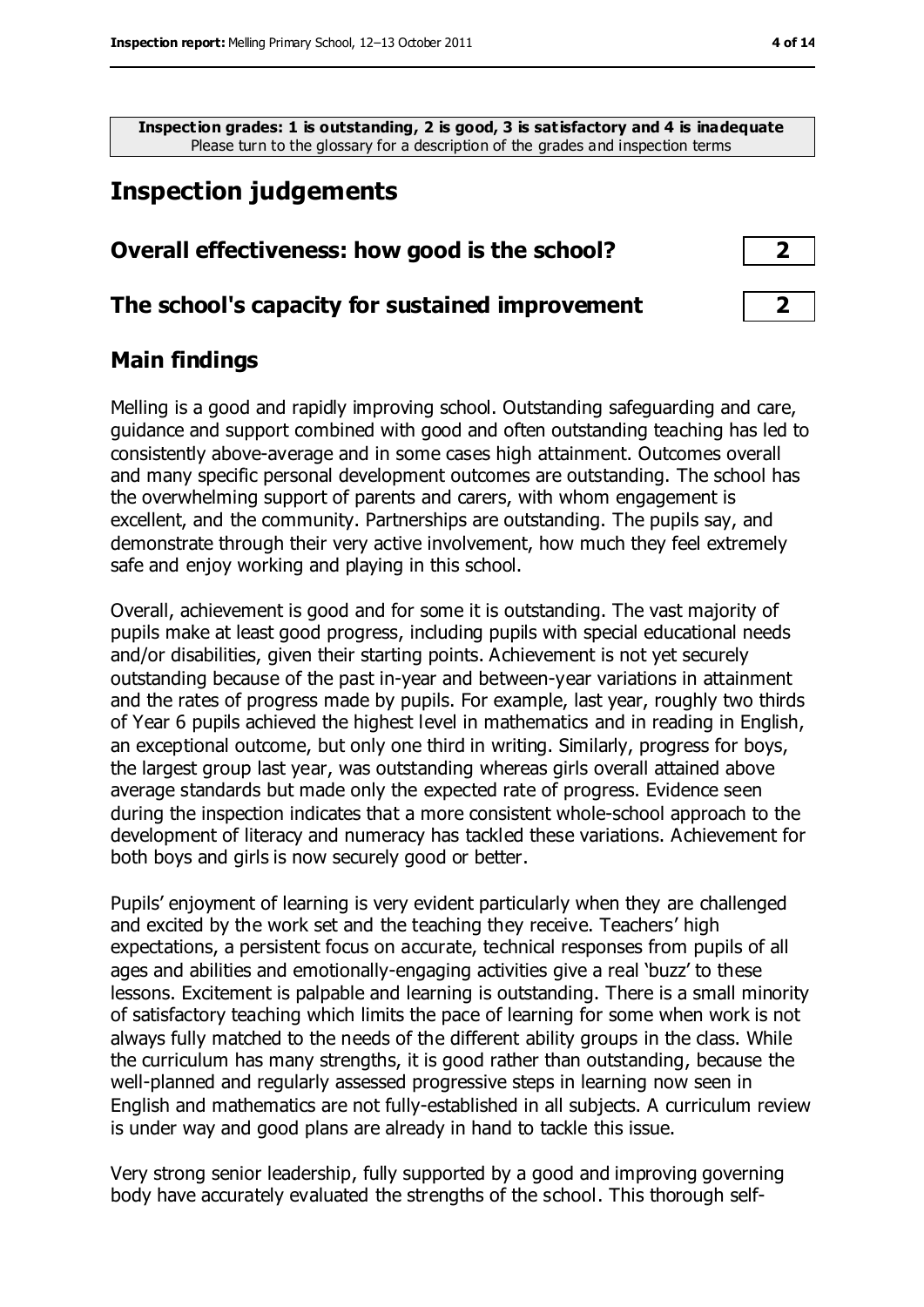**Inspection grades: 1 is outstanding, 2 is good, 3 is satisfactory and 4 is inadequate**
Please turn to the glossary for a description of the grades and inspection terms

# Inspection judgements

| | |
|---|---|
| **Overall effectiveness: how good is the school?** | **2** |
| **The school's capacity for sustained improvement** | **2** |

## Main findings

Melling is a good and rapidly improving school. Outstanding safeguarding and care, guidance and support combined with good and often outstanding teaching has led to consistently above-average and in some cases high attainment. Outcomes overall and many specific personal development outcomes are outstanding. The school has the overwhelming support of parents and carers, with whom engagement is excellent, and the community. Partnerships are outstanding. The pupils say, and demonstrate through their very active involvement, how much they feel extremely safe and enjoy working and playing in this school.

Overall, achievement is good and for some it is outstanding. The vast majority of pupils make at least good progress, including pupils with special educational needs and/or disabilities, given their starting points. Achievement is not yet securely outstanding because of the past in-year and between-year variations in attainment and the rates of progress made by pupils. For example, last year, roughly two thirds of Year 6 pupils achieved the highest level in mathematics and in reading in English, an exceptional outcome, but only one third in writing. Similarly, progress for boys, the largest group last year, was outstanding whereas girls overall attained above average standards but made only the expected rate of progress. Evidence seen during the inspection indicates that a more consistent whole-school approach to the development of literacy and numeracy has tackled these variations. Achievement for both boys and girls is now securely good or better.

Pupils' enjoyment of learning is very evident particularly when they are challenged and excited by the work set and the teaching they receive. Teachers' high expectations, a persistent focus on accurate, technical responses from pupils of all ages and abilities and emotionally-engaging activities give a real 'buzz' to these lessons. Excitement is palpable and learning is outstanding. There is a small minority of satisfactory teaching which limits the pace of learning for some when work is not always fully matched to the needs of the different ability groups in the class. While the curriculum has many strengths, it is good rather than outstanding, because the well-planned and regularly assessed progressive steps in learning now seen in English and mathematics are not fully-established in all subjects. A curriculum review is under way and good plans are already in hand to tackle this issue.

Very strong senior leadership, fully supported by a good and improving governing body have accurately evaluated the strengths of the school. This thorough self-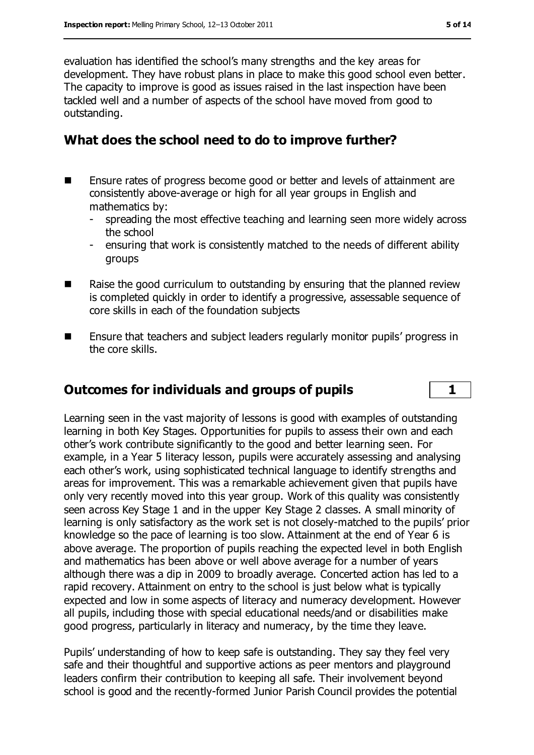evaluation has identified the school's many strengths and the key areas for development. They have robust plans in place to make this good school even better. The capacity to improve is good as issues raised in the last inspection have been tackled well and a number of aspects of the school have moved from good to outstanding.

## What does the school need to do to improve further?

- Ensure rates of progress become good or better and levels of attainment are consistently above-average or high for all year groups in English and mathematics by:
  - spreading the most effective teaching and learning seen more widely across the school
  - ensuring that work is consistently matched to the needs of different ability groups
- Raise the good curriculum to outstanding by ensuring that the planned review is completed quickly in order to identify a progressive, assessable sequence of core skills in each of the foundation subjects
- Ensure that teachers and subject leaders regularly monitor pupils' progress in the core skills.

## Outcomes for individuals and groups of pupils — 1

Learning seen in the vast majority of lessons is good with examples of outstanding learning in both Key Stages. Opportunities for pupils to assess their own and each other's work contribute significantly to the good and better learning seen. For example, in a Year 5 literacy lesson, pupils were accurately assessing and analysing each other's work, using sophisticated technical language to identify strengths and areas for improvement. This was a remarkable achievement given that pupils have only very recently moved into this year group. Work of this quality was consistently seen across Key Stage 1 and in the upper Key Stage 2 classes. A small minority of learning is only satisfactory as the work set is not closely-matched to the pupils' prior knowledge so the pace of learning is too slow. Attainment at the end of Year 6 is above average. The proportion of pupils reaching the expected level in both English and mathematics has been above or well above average for a number of years although there was a dip in 2009 to broadly average. Concerted action has led to a rapid recovery. Attainment on entry to the school is just below what is typically expected and low in some aspects of literacy and numeracy development. However all pupils, including those with special educational needs/and or disabilities make good progress, particularly in literacy and numeracy, by the time they leave.

Pupils' understanding of how to keep safe is outstanding. They say they feel very safe and their thoughtful and supportive actions as peer mentors and playground leaders confirm their contribution to keeping all safe. Their involvement beyond school is good and the recently-formed Junior Parish Council provides the potential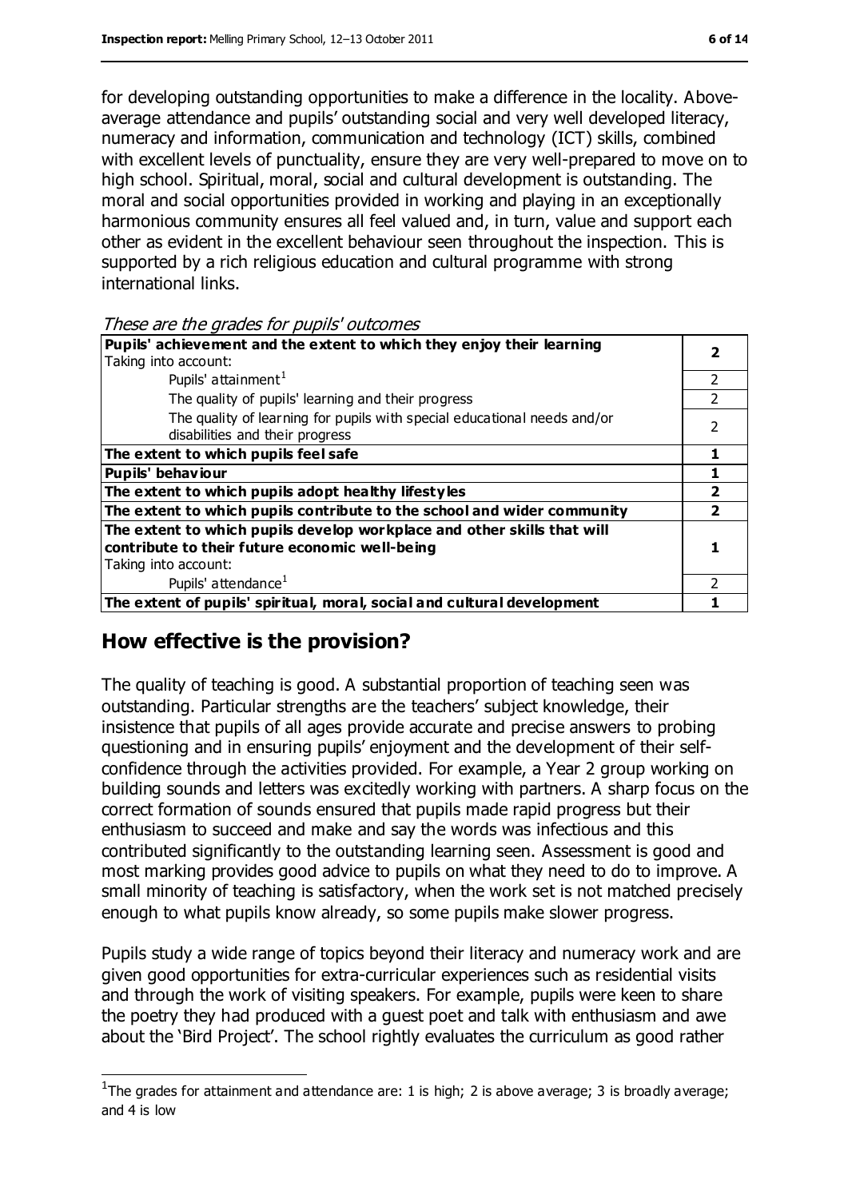for developing outstanding opportunities to make a difference in the locality. Above-average attendance and pupils' outstanding social and very well developed literacy, numeracy and information, communication and technology (ICT) skills, combined with excellent levels of punctuality, ensure they are very well-prepared to move on to high school. Spiritual, moral, social and cultural development is outstanding. The moral and social opportunities provided in working and playing in an exceptionally harmonious community ensures all feel valued and, in turn, value and support each other as evident in the excellent behaviour seen throughout the inspection. This is supported by a rich religious education and cultural programme with strong international links.

*These are the grades for pupils' outcomes*

| | |
|---|---|
| **Pupils' achievement and the extent to which they enjoy their learning**<br>Taking into account: | **2** |
| Pupils' attainment[1] | 2 |
| The quality of pupils' learning and their progress | 2 |
| The quality of learning for pupils with special educational needs and/or disabilities and their progress | 2 |
| **The extent to which pupils feel safe** | **1** |
| **Pupils' behaviour** | **1** |
| **The extent to which pupils adopt healthy lifestyles** | **2** |
| **The extent to which pupils contribute to the school and wider community** | **2** |
| **The extent to which pupils develop workplace and other skills that will contribute to their future economic well-being**<br>Taking into account: | **1** |
| Pupils' attendance[1] | 2 |
| **The extent of pupils' spiritual, moral, social and cultural development** | **1** |

## How effective is the provision?

The quality of teaching is good. A substantial proportion of teaching seen was outstanding. Particular strengths are the teachers' subject knowledge, their insistence that pupils of all ages provide accurate and precise answers to probing questioning and in ensuring pupils' enjoyment and the development of their self-confidence through the activities provided. For example, a Year 2 group working on building sounds and letters was excitedly working with partners. A sharp focus on the correct formation of sounds ensured that pupils made rapid progress but their enthusiasm to succeed and make and say the words was infectious and this contributed significantly to the outstanding learning seen. Assessment is good and most marking provides good advice to pupils on what they need to do to improve. A small minority of teaching is satisfactory, when the work set is not matched precisely enough to what pupils know already, so some pupils make slower progress.

Pupils study a wide range of topics beyond their literacy and numeracy work and are given good opportunities for extra-curricular experiences such as residential visits and through the work of visiting speakers. For example, pupils were keen to share the poetry they had produced with a guest poet and talk with enthusiasm and awe about the 'Bird Project'. The school rightly evaluates the curriculum as good rather

[1]The grades for attainment and attendance are: 1 is high; 2 is above average; 3 is broadly average; and 4 is low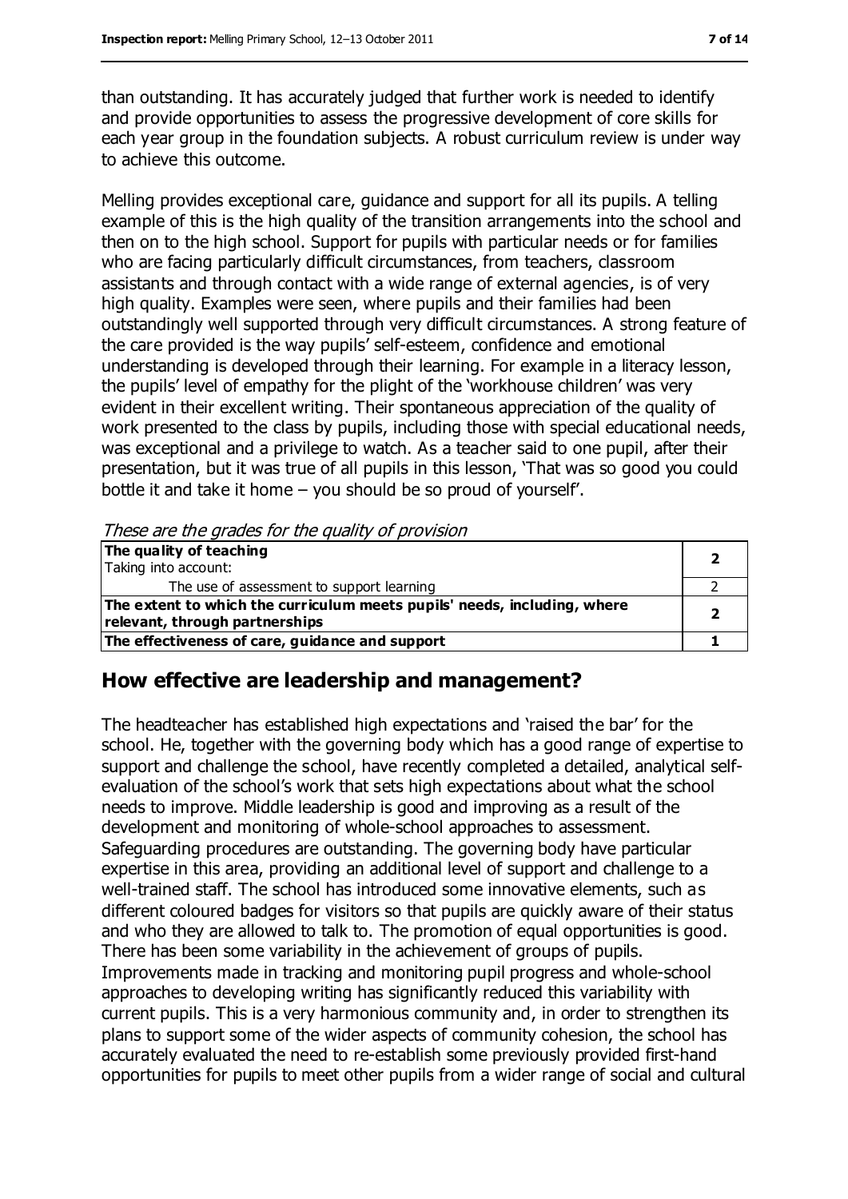than outstanding. It has accurately judged that further work is needed to identify and provide opportunities to assess the progressive development of core skills for each year group in the foundation subjects. A robust curriculum review is under way to achieve this outcome.

Melling provides exceptional care, guidance and support for all its pupils. A telling example of this is the high quality of the transition arrangements into the school and then on to the high school. Support for pupils with particular needs or for families who are facing particularly difficult circumstances, from teachers, classroom assistants and through contact with a wide range of external agencies, is of very high quality. Examples were seen, where pupils and their families had been outstandingly well supported through very difficult circumstances. A strong feature of the care provided is the way pupils' self-esteem, confidence and emotional understanding is developed through their learning. For example in a literacy lesson, the pupils' level of empathy for the plight of the 'workhouse children' was very evident in their excellent writing. Their spontaneous appreciation of the quality of work presented to the class by pupils, including those with special educational needs, was exceptional and a privilege to watch. As a teacher said to one pupil, after their presentation, but it was true of all pupils in this lesson, 'That was so good you could bottle it and take it home – you should be so proud of yourself'.

*These are the grades for the quality of provision*

| | |
|---|---|
| **The quality of teaching**<br>Taking into account: | **2** |
| The use of assessment to support learning | 2 |
| **The extent to which the curriculum meets pupils' needs, including, where relevant, through partnerships** | **2** |
| **The effectiveness of care, guidance and support** | **1** |

## How effective are leadership and management?

The headteacher has established high expectations and 'raised the bar' for the school. He, together with the governing body which has a good range of expertise to support and challenge the school, have recently completed a detailed, analytical self-evaluation of the school's work that sets high expectations about what the school needs to improve. Middle leadership is good and improving as a result of the development and monitoring of whole-school approaches to assessment. Safeguarding procedures are outstanding. The governing body have particular expertise in this area, providing an additional level of support and challenge to a well-trained staff. The school has introduced some innovative elements, such as different coloured badges for visitors so that pupils are quickly aware of their status and who they are allowed to talk to. The promotion of equal opportunities is good. There has been some variability in the achievement of groups of pupils. Improvements made in tracking and monitoring pupil progress and whole-school approaches to developing writing has significantly reduced this variability with current pupils. This is a very harmonious community and, in order to strengthen its plans to support some of the wider aspects of community cohesion, the school has accurately evaluated the need to re-establish some previously provided first-hand opportunities for pupils to meet other pupils from a wider range of social and cultural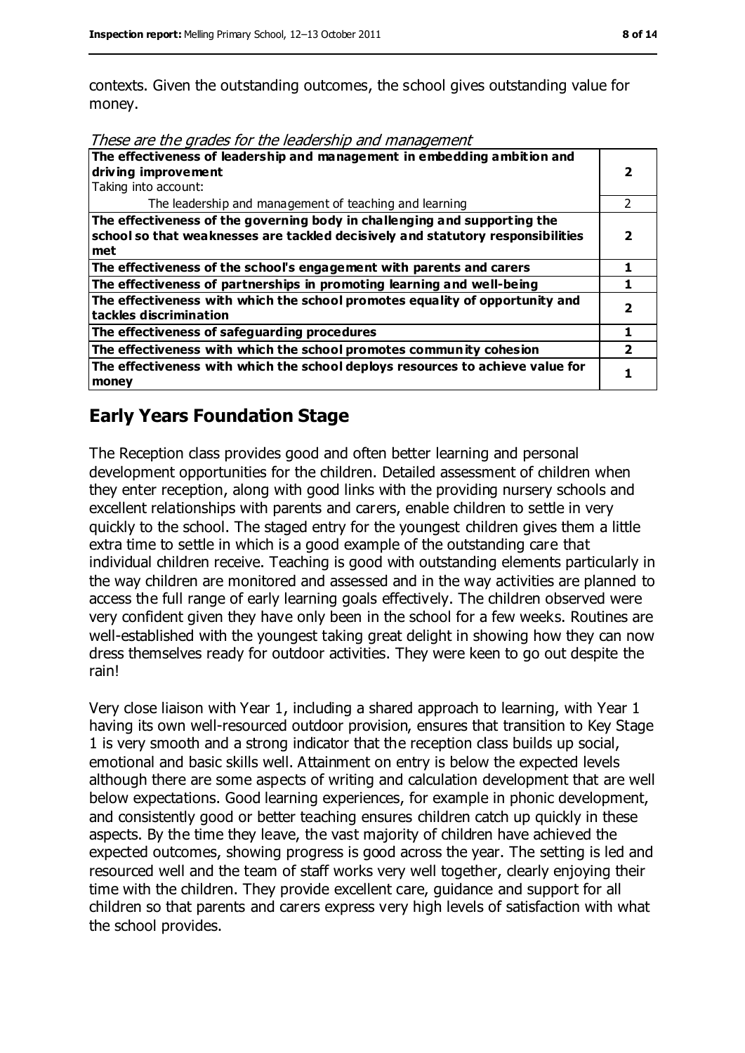contexts. Given the outstanding outcomes, the school gives outstanding value for money.

*These are the grades for the leadership and management*

| | |
|---|---|
| **The effectiveness of leadership and management in embedding ambition and driving improvement**<br>Taking into account: | **2** |
| The leadership and management of teaching and learning | 2 |
| **The effectiveness of the governing body in challenging and supporting the school so that weaknesses are tackled decisively and statutory responsibilities met** | **2** |
| **The effectiveness of the school's engagement with parents and carers** | **1** |
| **The effectiveness of partnerships in promoting learning and well-being** | **1** |
| **The effectiveness with which the school promotes equality of opportunity and tackles discrimination** | **2** |
| **The effectiveness of safeguarding procedures** | **1** |
| **The effectiveness with which the school promotes community cohesion** | **2** |
| **The effectiveness with which the school deploys resources to achieve value for money** | **1** |

## Early Years Foundation Stage

The Reception class provides good and often better learning and personal development opportunities for the children. Detailed assessment of children when they enter reception, along with good links with the providing nursery schools and excellent relationships with parents and carers, enable children to settle in very quickly to the school. The staged entry for the youngest children gives them a little extra time to settle in which is a good example of the outstanding care that individual children receive. Teaching is good with outstanding elements particularly in the way children are monitored and assessed and in the way activities are planned to access the full range of early learning goals effectively. The children observed were very confident given they have only been in the school for a few weeks. Routines are well-established with the youngest taking great delight in showing how they can now dress themselves ready for outdoor activities. They were keen to go out despite the rain!

Very close liaison with Year 1, including a shared approach to learning, with Year 1 having its own well-resourced outdoor provision, ensures that transition to Key Stage 1 is very smooth and a strong indicator that the reception class builds up social, emotional and basic skills well. Attainment on entry is below the expected levels although there are some aspects of writing and calculation development that are well below expectations. Good learning experiences, for example in phonic development, and consistently good or better teaching ensures children catch up quickly in these aspects. By the time they leave, the vast majority of children have achieved the expected outcomes, showing progress is good across the year. The setting is led and resourced well and the team of staff works very well together, clearly enjoying their time with the children. They provide excellent care, guidance and support for all children so that parents and carers express very high levels of satisfaction with what the school provides.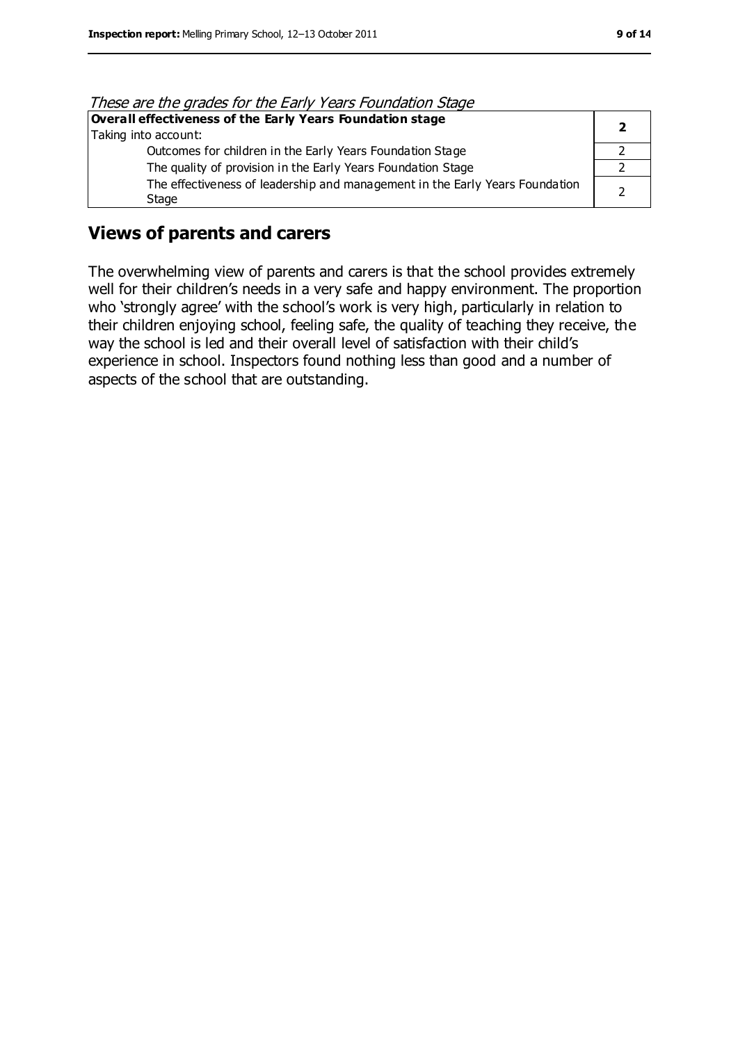*These are the grades for the Early Years Foundation Stage*

| **Overall effectiveness of the Early Years Foundation stage** Taking into account: | **2** |
|---|---|
| Outcomes for children in the Early Years Foundation Stage | 2 |
| The quality of provision in the Early Years Foundation Stage | 2 |
| The effectiveness of leadership and management in the Early Years Foundation Stage | 2 |

## Views of parents and carers

The overwhelming view of parents and carers is that the school provides extremely well for their children's needs in a very safe and happy environment. The proportion who 'strongly agree' with the school's work is very high, particularly in relation to their children enjoying school, feeling safe, the quality of teaching they receive, the way the school is led and their overall level of satisfaction with their child's experience in school. Inspectors found nothing less than good and a number of aspects of the school that are outstanding.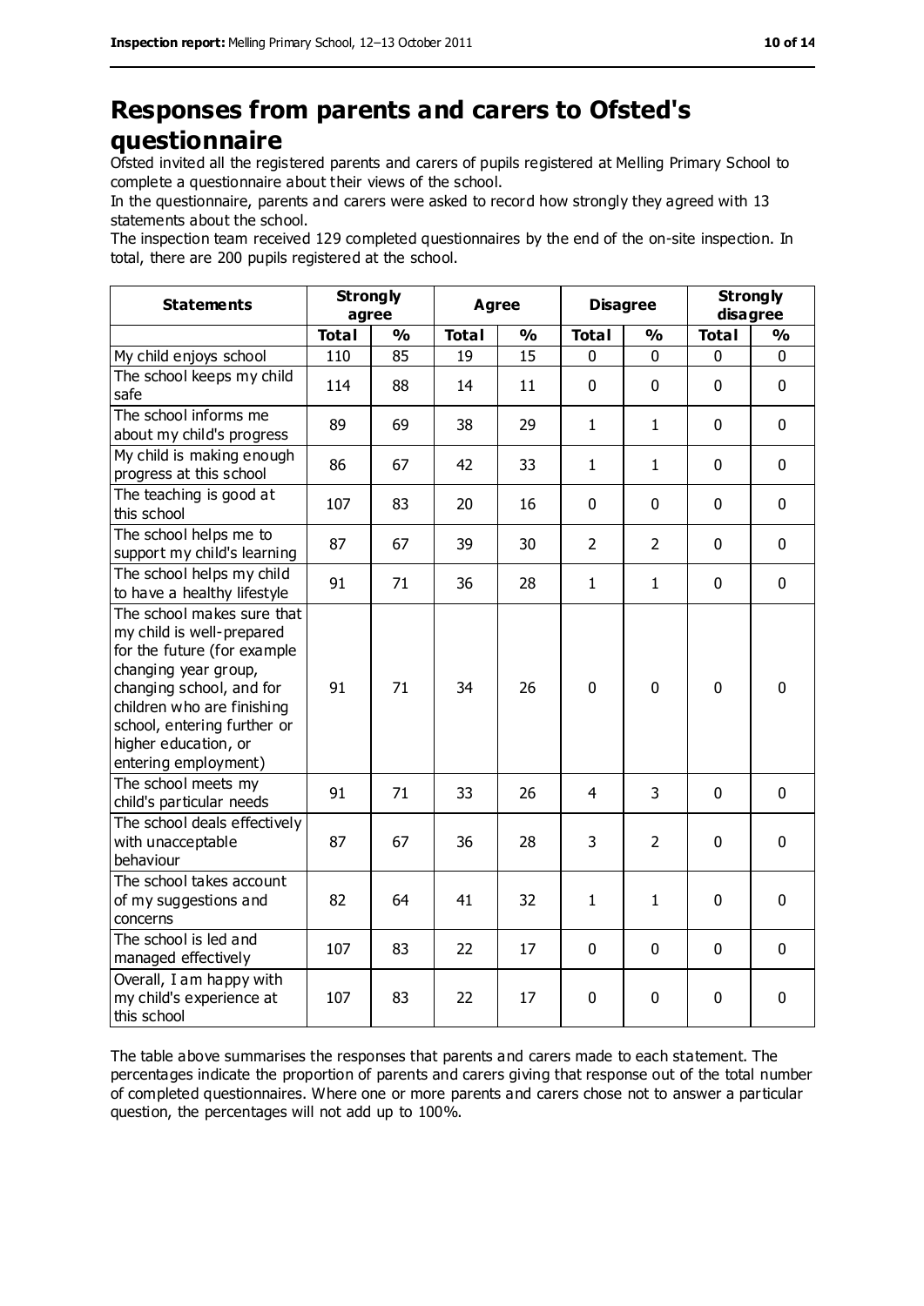# Responses from parents and carers to Ofsted's questionnaire

Ofsted invited all the registered parents and carers of pupils registered at Melling Primary School to complete a questionnaire about their views of the school.

In the questionnaire, parents and carers were asked to record how strongly they agreed with 13 statements about the school.

The inspection team received 129 completed questionnaires by the end of the on-site inspection. In total, there are 200 pupils registered at the school.

| Statements | Strongly agree | | Agree | | Disagree | | Strongly disagree | |
|---|---|---|---|---|---|---|---|---|
| | Total | % | Total | % | Total | % | Total | % |
| My child enjoys school | 110 | 85 | 19 | 15 | 0 | 0 | 0 | 0 |
| The school keeps my child safe | 114 | 88 | 14 | 11 | 0 | 0 | 0 | 0 |
| The school informs me about my child's progress | 89 | 69 | 38 | 29 | 1 | 1 | 0 | 0 |
| My child is making enough progress at this school | 86 | 67 | 42 | 33 | 1 | 1 | 0 | 0 |
| The teaching is good at this school | 107 | 83 | 20 | 16 | 0 | 0 | 0 | 0 |
| The school helps me to support my child's learning | 87 | 67 | 39 | 30 | 2 | 2 | 0 | 0 |
| The school helps my child to have a healthy lifestyle | 91 | 71 | 36 | 28 | 1 | 1 | 0 | 0 |
| The school makes sure that my child is well-prepared for the future (for example changing year group, changing school, and for children who are finishing school, entering further or higher education, or entering employment) | 91 | 71 | 34 | 26 | 0 | 0 | 0 | 0 |
| The school meets my child's particular needs | 91 | 71 | 33 | 26 | 4 | 3 | 0 | 0 |
| The school deals effectively with unacceptable behaviour | 87 | 67 | 36 | 28 | 3 | 2 | 0 | 0 |
| The school takes account of my suggestions and concerns | 82 | 64 | 41 | 32 | 1 | 1 | 0 | 0 |
| The school is led and managed effectively | 107 | 83 | 22 | 17 | 0 | 0 | 0 | 0 |
| Overall, I am happy with my child's experience at this school | 107 | 83 | 22 | 17 | 0 | 0 | 0 | 0 |

The table above summarises the responses that parents and carers made to each statement. The percentages indicate the proportion of parents and carers giving that response out of the total number of completed questionnaires. Where one or more parents and carers chose not to answer a particular question, the percentages will not add up to 100%.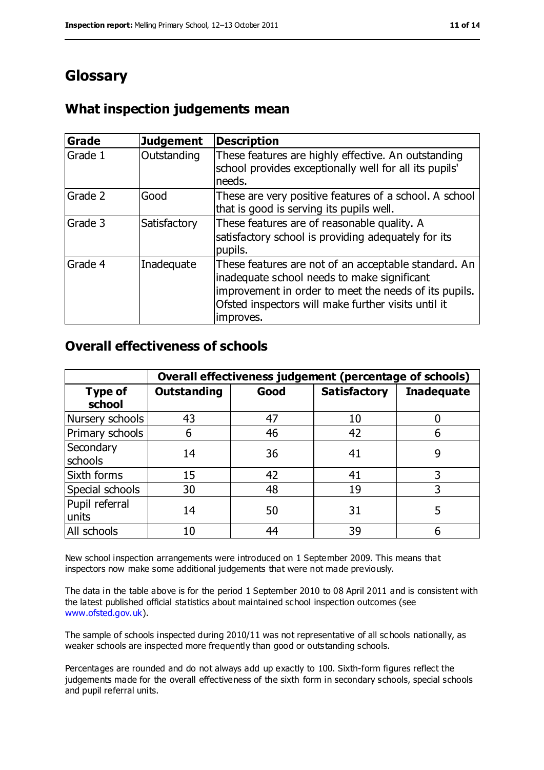# Glossary

## What inspection judgements mean

| Grade | Judgement | Description |
| --- | --- | --- |
| Grade 1 | Outstanding | These features are highly effective. An outstanding school provides exceptionally well for all its pupils' needs. |
| Grade 2 | Good | These are very positive features of a school. A school that is good is serving its pupils well. |
| Grade 3 | Satisfactory | These features are of reasonable quality. A satisfactory school is providing adequately for its pupils. |
| Grade 4 | Inadequate | These features are not of an acceptable standard. An inadequate school needs to make significant improvement in order to meet the needs of its pupils. Ofsted inspectors will make further visits until it improves. |

## Overall effectiveness of schools

| | Overall effectiveness judgement (percentage of schools) | | | |
| --- | --- | --- | --- | --- |
| **Type of school** | **Outstanding** | **Good** | **Satisfactory** | **Inadequate** |
| Nursery schools | 43 | 47 | 10 | 0 |
| Primary schools | 6 | 46 | 42 | 6 |
| Secondary schools | 14 | 36 | 41 | 9 |
| Sixth forms | 15 | 42 | 41 | 3 |
| Special schools | 30 | 48 | 19 | 3 |
| Pupil referral units | 14 | 50 | 31 | 5 |
| All schools | 10 | 44 | 39 | 6 |

New school inspection arrangements were introduced on 1 September 2009. This means that inspectors now make some additional judgements that were not made previously.

The data in the table above is for the period 1 September 2010 to 08 April 2011 and is consistent with the latest published official statistics about maintained school inspection outcomes (see www.ofsted.gov.uk).

The sample of schools inspected during 2010/11 was not representative of all schools nationally, as weaker schools are inspected more frequently than good or outstanding schools.

Percentages are rounded and do not always add up exactly to 100. Sixth-form figures reflect the judgements made for the overall effectiveness of the sixth form in secondary schools, special schools and pupil referral units.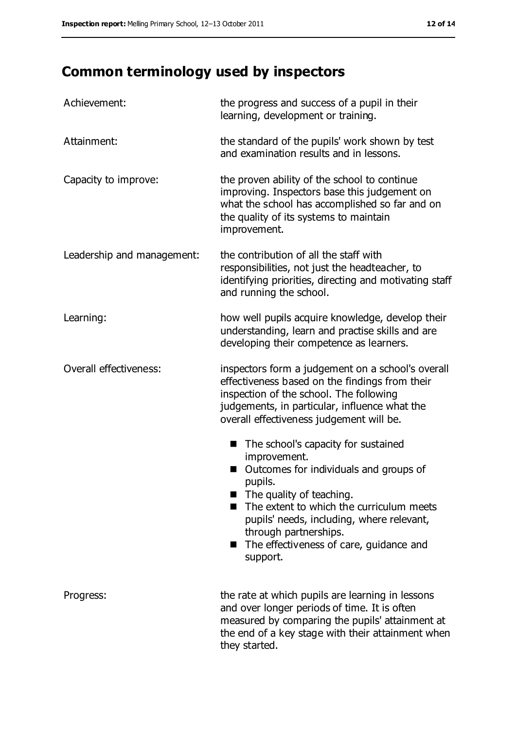# Common terminology used by inspectors

| | |
|---|---|
| Achievement: | the progress and success of a pupil in their learning, development or training. |
| Attainment: | the standard of the pupils' work shown by test and examination results and in lessons. |
| Capacity to improve: | the proven ability of the school to continue improving. Inspectors base this judgement on what the school has accomplished so far and on the quality of its systems to maintain improvement. |
| Leadership and management: | the contribution of all the staff with responsibilities, not just the headteacher, to identifying priorities, directing and motivating staff and running the school. |
| Learning: | how well pupils acquire knowledge, develop their understanding, learn and practise skills and are developing their competence as learners. |
| Overall effectiveness: | inspectors form a judgement on a school's overall effectiveness based on the findings from their inspection of the school. The following judgements, in particular, influence what the overall effectiveness judgement will be. <br> - The school's capacity for sustained improvement. <br> - Outcomes for individuals and groups of pupils. <br> - The quality of teaching. <br> - The extent to which the curriculum meets pupils' needs, including, where relevant, through partnerships. <br> - The effectiveness of care, guidance and support. |
| Progress: | the rate at which pupils are learning in lessons and over longer periods of time. It is often measured by comparing the pupils' attainment at the end of a key stage with their attainment when they started. |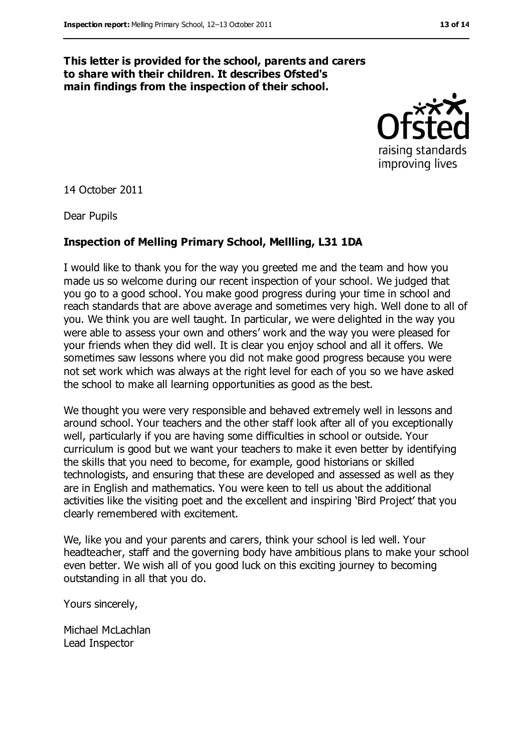**This letter is provided for the school, parents and carers to share with their children. It describes Ofsted's main findings from the inspection of their school.**

14 October 2011

Dear Pupils

**Inspection of Melling Primary School, Mellling, L31 1DA**

I would like to thank you for the way you greeted me and the team and how you made us so welcome during our recent inspection of your school. We judged that you go to a good school. You make good progress during your time in school and reach standards that are above average and sometimes very high. Well done to all of you. We think you are well taught. In particular, we were delighted in the way you were able to assess your own and others' work and the way you were pleased for your friends when they did well. It is clear you enjoy school and all it offers. We sometimes saw lessons where you did not make good progress because you were not set work which was always at the right level for each of you so we have asked the school to make all learning opportunities as good as the best.

We thought you were very responsible and behaved extremely well in lessons and around school. Your teachers and the other staff look after all of you exceptionally well, particularly if you are having some difficulties in school or outside. Your curriculum is good but we want your teachers to make it even better by identifying the skills that you need to become, for example, good historians or skilled technologists, and ensuring that these are developed and assessed as well as they are in English and mathematics. You were keen to tell us about the additional activities like the visiting poet and the excellent and inspiring 'Bird Project' that you clearly remembered with excitement.

We, like you and your parents and carers, think your school is led well. Your headteacher, staff and the governing body have ambitious plans to make your school even better. We wish all of you good luck on this exciting journey to becoming outstanding in all that you do.

Yours sincerely,

Michael McLachlan
Lead Inspector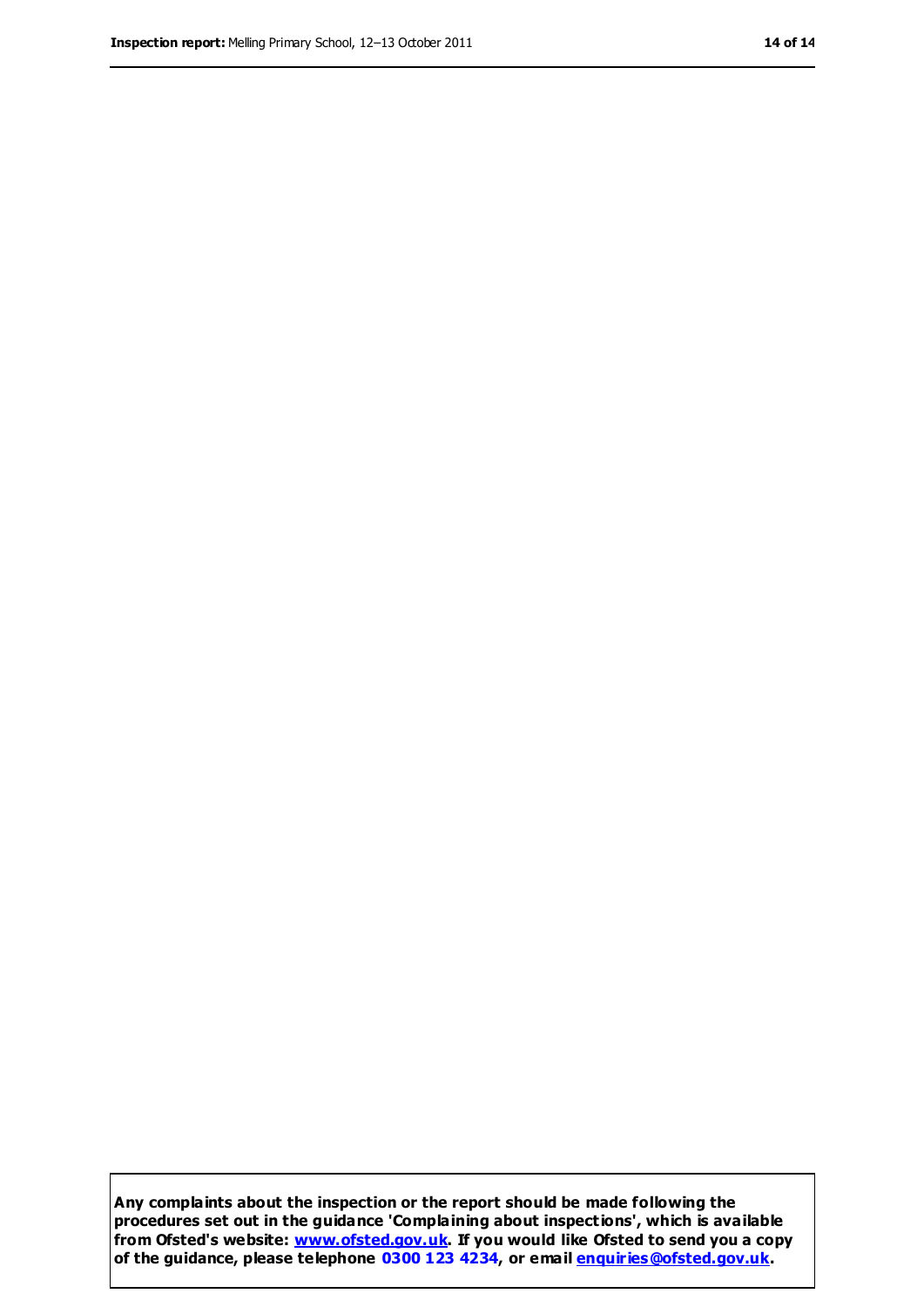**Any complaints about the inspection or the report should be made following the procedures set out in the guidance 'Complaining about inspections', which is available from Ofsted's website: www.ofsted.gov.uk. If you would like Ofsted to send you a copy of the guidance, please telephone 0300 123 4234, or email enquiries@ofsted.gov.uk.**